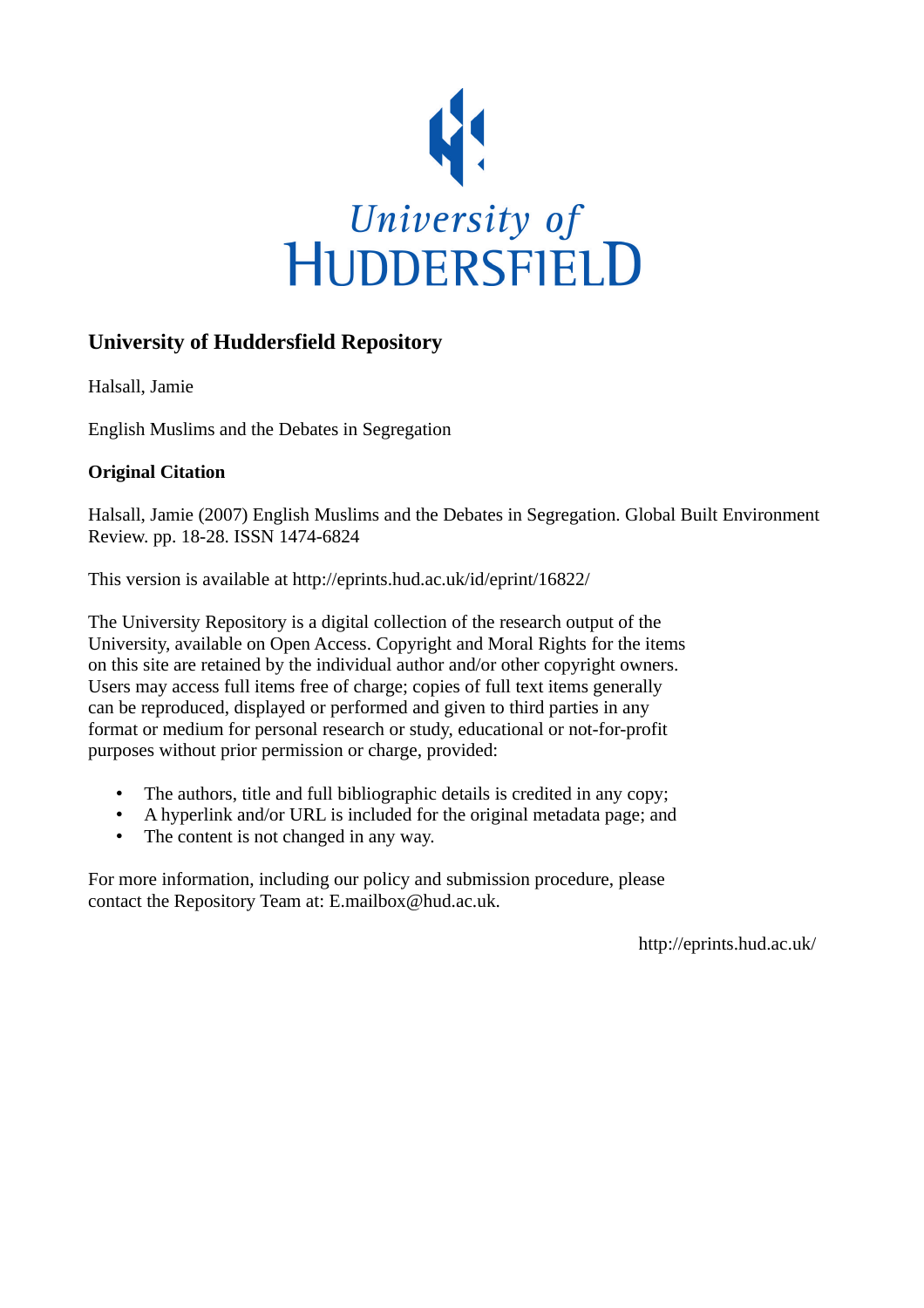University of HUDDERSFIELD

## University of Huddersfield Repository

Halsall, Jamie

English Muslims and the Debates in Segregation

**Original Citation**

Halsall, Jamie (2007) English Muslims and the Debates in Segregation. Global Built Environment Review. pp. 18-28. ISSN 1474-6824

This version is available at http://eprints.hud.ac.uk/id/eprint/16822/

The University Repository is a digital collection of the research output of the University, available on Open Access. Copyright and Moral Rights for the items on this site are retained by the individual author and/or other copyright owners. Users may access full items free of charge; copies of full text items generally can be reproduced, displayed or performed and given to third parties in any format or medium for personal research or study, educational or not-for-profit purposes without prior permission or charge, provided:

- The authors, title and full bibliographic details is credited in any copy;
- A hyperlink and/or URL is included for the original metadata page; and
- The content is not changed in any way.

For more information, including our policy and submission procedure, please contact the Repository Team at: E.mailbox@hud.ac.uk.

http://eprints.hud.ac.uk/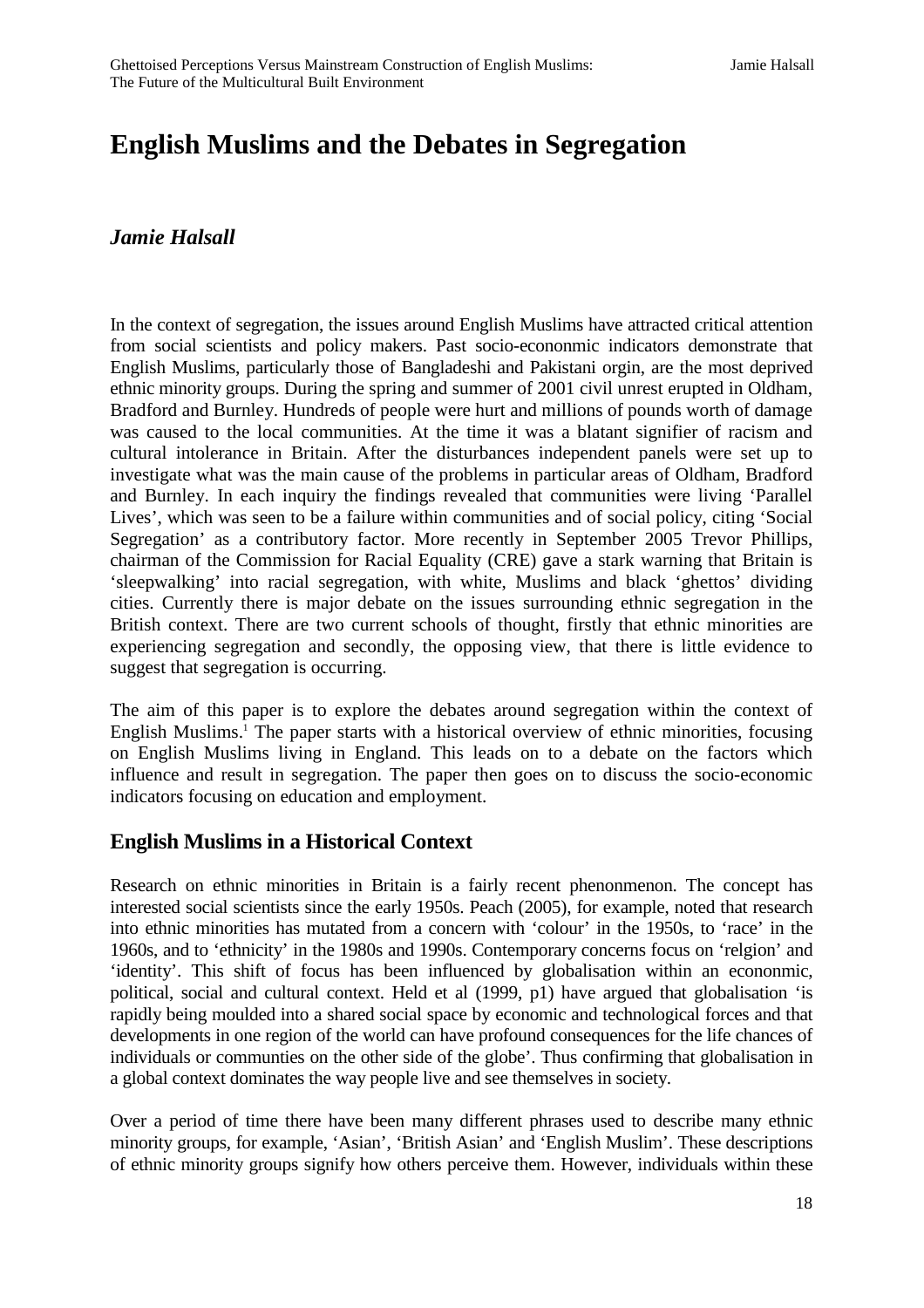# English Muslims and the Debates in Segregation

### *Jamie Halsall*

In the context of segregation, the issues around English Muslims have attracted critical attention from social scientists and policy makers. Past socio-econonmic indicators demonstrate that English Muslims, particularly those of Bangladeshi and Pakistani orgin, are the most deprived ethnic minority groups. During the spring and summer of 2001 civil unrest erupted in Oldham, Bradford and Burnley. Hundreds of people were hurt and millions of pounds worth of damage was caused to the local communities. At the time it was a blatant signifier of racism and cultural intolerance in Britain. After the disturbances independent panels were set up to investigate what was the main cause of the problems in particular areas of Oldham, Bradford and Burnley. In each inquiry the findings revealed that communities were living 'Parallel Lives', which was seen to be a failure within communities and of social policy, citing 'Social Segregation' as a contributory factor. More recently in September 2005 Trevor Phillips, chairman of the Commission for Racial Equality (CRE) gave a stark warning that Britain is 'sleepwalking' into racial segregation, with white, Muslims and black 'ghettos' dividing cities. Currently there is major debate on the issues surrounding ethnic segregation in the British context. There are two current schools of thought, firstly that ethnic minorities are experiencing segregation and secondly, the opposing view, that there is little evidence to suggest that segregation is occurring.

The aim of this paper is to explore the debates around segregation within the context of English Muslims.[1] The paper starts with a historical overview of ethnic minorities, focusing on English Muslims living in England. This leads on to a debate on the factors which influence and result in segregation. The paper then goes on to discuss the socio-economic indicators focusing on education and employment.

## English Muslims in a Historical Context

Research on ethnic minorities in Britain is a fairly recent phenonmenon. The concept has interested social scientists since the early 1950s. Peach (2005), for example, noted that research into ethnic minorities has mutated from a concern with 'colour' in the 1950s, to 'race' in the 1960s, and to 'ethnicity' in the 1980s and 1990s. Contemporary concerns focus on 'relgion' and 'identity'. This shift of focus has been influenced by globalisation within an econonmic, political, social and cultural context. Held et al (1999, p1) have argued that globalisation 'is rapidly being moulded into a shared social space by economic and technological forces and that developments in one region of the world can have profound consequences for the life chances of individuals or communties on the other side of the globe'. Thus confirming that globalisation in a global context dominates the way people live and see themselves in society.

Over a period of time there have been many different phrases used to describe many ethnic minority groups, for example, 'Asian', 'British Asian' and 'English Muslim'. These descriptions of ethnic minority groups signify how others perceive them. However, individuals within these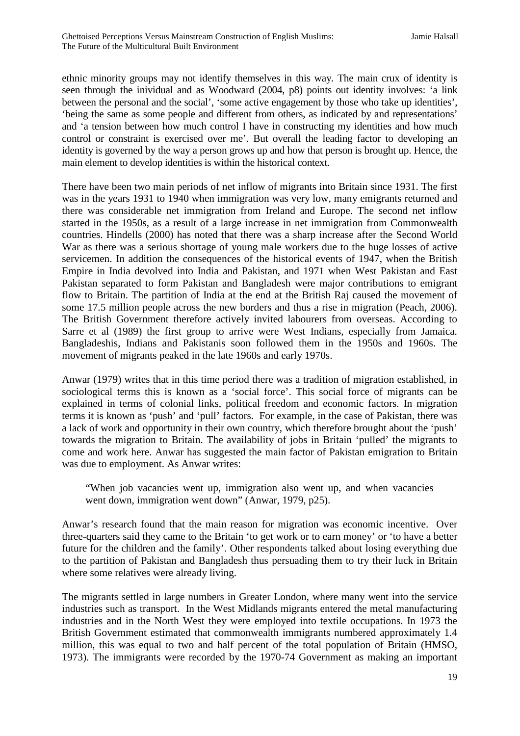ethnic minority groups may not identify themselves in this way. The main crux of identity is seen through the inividual and as Woodward (2004, p8) points out identity involves: 'a link between the personal and the social', 'some active engagement by those who take up identities', 'being the same as some people and different from others, as indicated by and representations' and 'a tension between how much control I have in constructing my identities and how much control or constraint is exercised over me'. But overall the leading factor to developing an identity is governed by the way a person grows up and how that person is brought up. Hence, the main element to develop identities is within the historical context.

There have been two main periods of net inflow of migrants into Britain since 1931. The first was in the years 1931 to 1940 when immigration was very low, many emigrants returned and there was considerable net immigration from Ireland and Europe. The second net inflow started in the 1950s, as a result of a large increase in net immigration from Commonwealth countries. Hindells (2000) has noted that there was a sharp increase after the Second World War as there was a serious shortage of young male workers due to the huge losses of active servicemen. In addition the consequences of the historical events of 1947, when the British Empire in India devolved into India and Pakistan, and 1971 when West Pakistan and East Pakistan separated to form Pakistan and Bangladesh were major contributions to emigrant flow to Britain. The partition of India at the end at the British Raj caused the movement of some 17.5 million people across the new borders and thus a rise in migration (Peach, 2006). The British Government therefore actively invited labourers from overseas. According to Sarre et al (1989) the first group to arrive were West Indians, especially from Jamaica. Bangladeshis, Indians and Pakistanis soon followed them in the 1950s and 1960s. The movement of migrants peaked in the late 1960s and early 1970s.

Anwar (1979) writes that in this time period there was a tradition of migration established, in sociological terms this is known as a 'social force'. This social force of migrants can be explained in terms of colonial links, political freedom and economic factors. In migration terms it is known as 'push' and 'pull' factors. For example, in the case of Pakistan, there was a lack of work and opportunity in their own country, which therefore brought about the 'push' towards the migration to Britain. The availability of jobs in Britain 'pulled' the migrants to come and work here. Anwar has suggested the main factor of Pakistan emigration to Britain was due to employment. As Anwar writes:

> "When job vacancies went up, immigration also went up, and when vacancies went down, immigration went down" (Anwar, 1979, p25).

Anwar's research found that the main reason for migration was economic incentive. Over three-quarters said they came to the Britain 'to get work or to earn money' or 'to have a better future for the children and the family'. Other respondents talked about losing everything due to the partition of Pakistan and Bangladesh thus persuading them to try their luck in Britain where some relatives were already living.

The migrants settled in large numbers in Greater London, where many went into the service industries such as transport. In the West Midlands migrants entered the metal manufacturing industries and in the North West they were employed into textile occupations. In 1973 the British Government estimated that commonwealth immigrants numbered approximately 1.4 million, this was equal to two and half percent of the total population of Britain (HMSO, 1973). The immigrants were recorded by the 1970-74 Government as making an important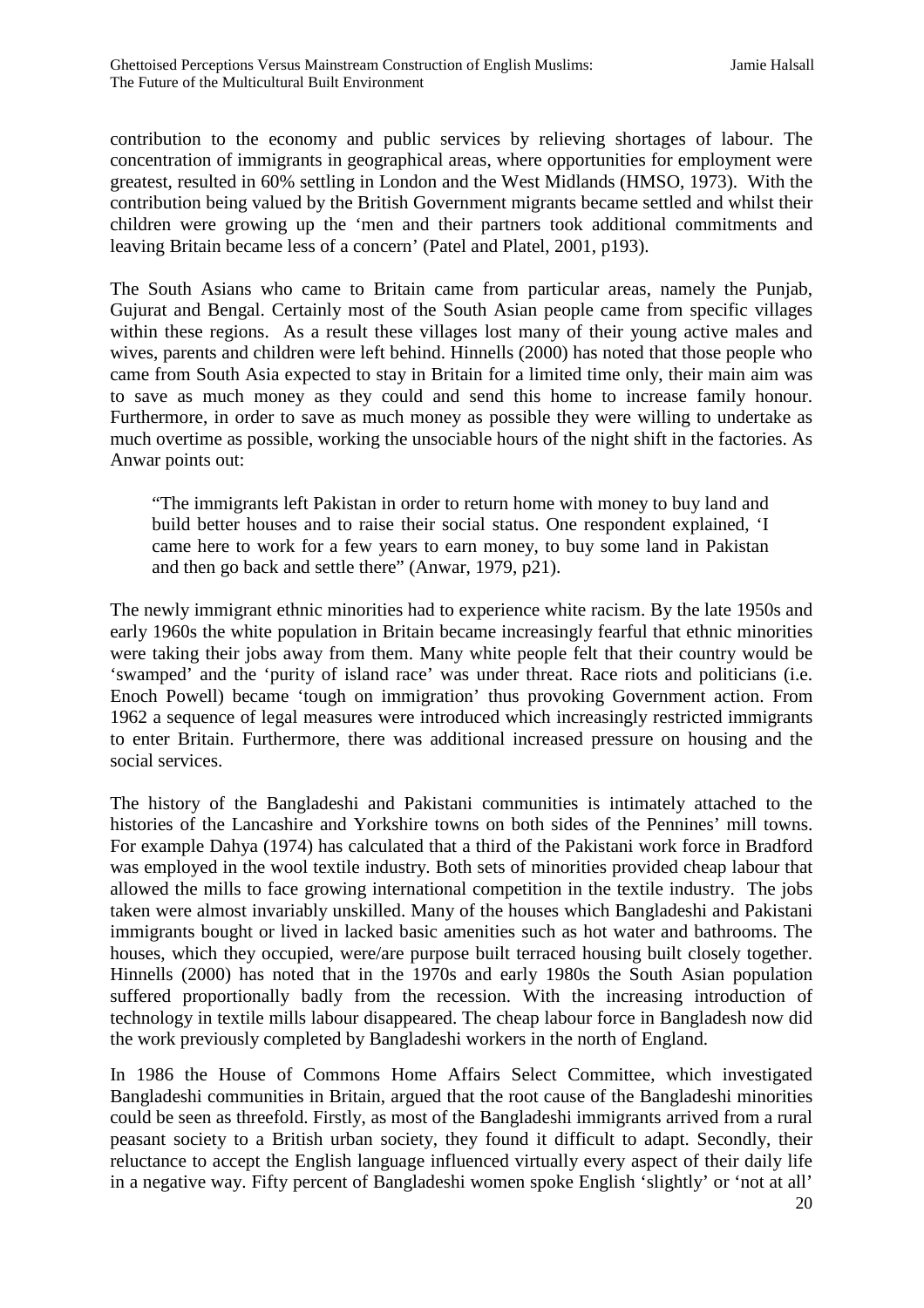contribution to the economy and public services by relieving shortages of labour. The concentration of immigrants in geographical areas, where opportunities for employment were greatest, resulted in 60% settling in London and the West Midlands (HMSO, 1973). With the contribution being valued by the British Government migrants became settled and whilst their children were growing up the 'men and their partners took additional commitments and leaving Britain became less of a concern' (Patel and Platel, 2001, p193).

The South Asians who came to Britain came from particular areas, namely the Punjab, Gujurat and Bengal. Certainly most of the South Asian people came from specific villages within these regions. As a result these villages lost many of their young active males and wives, parents and children were left behind. Hinnells (2000) has noted that those people who came from South Asia expected to stay in Britain for a limited time only, their main aim was to save as much money as they could and send this home to increase family honour. Furthermore, in order to save as much money as possible they were willing to undertake as much overtime as possible, working the unsociable hours of the night shift in the factories. As Anwar points out:

> "The immigrants left Pakistan in order to return home with money to buy land and build better houses and to raise their social status. One respondent explained, 'I came here to work for a few years to earn money, to buy some land in Pakistan and then go back and settle there" (Anwar, 1979, p21).

The newly immigrant ethnic minorities had to experience white racism. By the late 1950s and early 1960s the white population in Britain became increasingly fearful that ethnic minorities were taking their jobs away from them. Many white people felt that their country would be 'swamped' and the 'purity of island race' was under threat. Race riots and politicians (i.e. Enoch Powell) became 'tough on immigration' thus provoking Government action. From 1962 a sequence of legal measures were introduced which increasingly restricted immigrants to enter Britain. Furthermore, there was additional increased pressure on housing and the social services.

The history of the Bangladeshi and Pakistani communities is intimately attached to the histories of the Lancashire and Yorkshire towns on both sides of the Pennines' mill towns. For example Dahya (1974) has calculated that a third of the Pakistani work force in Bradford was employed in the wool textile industry. Both sets of minorities provided cheap labour that allowed the mills to face growing international competition in the textile industry. The jobs taken were almost invariably unskilled. Many of the houses which Bangladeshi and Pakistani immigrants bought or lived in lacked basic amenities such as hot water and bathrooms. The houses, which they occupied, were/are purpose built terraced housing built closely together. Hinnells (2000) has noted that in the 1970s and early 1980s the South Asian population suffered proportionally badly from the recession. With the increasing introduction of technology in textile mills labour disappeared. The cheap labour force in Bangladesh now did the work previously completed by Bangladeshi workers in the north of England.

In 1986 the House of Commons Home Affairs Select Committee, which investigated Bangladeshi communities in Britain, argued that the root cause of the Bangladeshi minorities could be seen as threefold. Firstly, as most of the Bangladeshi immigrants arrived from a rural peasant society to a British urban society, they found it difficult to adapt. Secondly, their reluctance to accept the English language influenced virtually every aspect of their daily life in a negative way. Fifty percent of Bangladeshi women spoke English 'slightly' or 'not at all'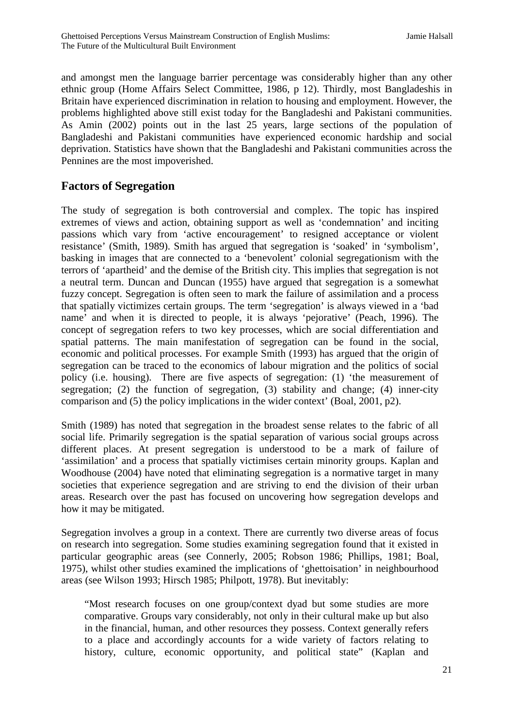and amongst men the language barrier percentage was considerably higher than any other ethnic group (Home Affairs Select Committee, 1986, p 12). Thirdly, most Bangladeshis in Britain have experienced discrimination in relation to housing and employment. However, the problems highlighted above still exist today for the Bangladeshi and Pakistani communities. As Amin (2002) points out in the last 25 years, large sections of the population of Bangladeshi and Pakistani communities have experienced economic hardship and social deprivation. Statistics have shown that the Bangladeshi and Pakistani communities across the Pennines are the most impoverished.

## Factors of Segregation

The study of segregation is both controversial and complex. The topic has inspired extremes of views and action, obtaining support as well as 'condemnation' and inciting passions which vary from 'active encouragement' to resigned acceptance or violent resistance' (Smith, 1989). Smith has argued that segregation is 'soaked' in 'symbolism', basking in images that are connected to a 'benevolent' colonial segregationism with the terrors of 'apartheid' and the demise of the British city. This implies that segregation is not a neutral term. Duncan and Duncan (1955) have argued that segregation is a somewhat fuzzy concept. Segregation is often seen to mark the failure of assimilation and a process that spatially victimizes certain groups. The term 'segregation' is always viewed in a 'bad name' and when it is directed to people, it is always 'pejorative' (Peach, 1996). The concept of segregation refers to two key processes, which are social differentiation and spatial patterns. The main manifestation of segregation can be found in the social, economic and political processes. For example Smith (1993) has argued that the origin of segregation can be traced to the economics of labour migration and the politics of social policy (i.e. housing). There are five aspects of segregation: (1) 'the measurement of segregation; (2) the function of segregation, (3) stability and change; (4) inner-city comparison and (5) the policy implications in the wider context' (Boal, 2001, p2).

Smith (1989) has noted that segregation in the broadest sense relates to the fabric of all social life. Primarily segregation is the spatial separation of various social groups across different places. At present segregation is understood to be a mark of failure of 'assimilation' and a process that spatially victimises certain minority groups. Kaplan and Woodhouse (2004) have noted that eliminating segregation is a normative target in many societies that experience segregation and are striving to end the division of their urban areas. Research over the past has focused on uncovering how segregation develops and how it may be mitigated.

Segregation involves a group in a context. There are currently two diverse areas of focus on research into segregation. Some studies examining segregation found that it existed in particular geographic areas (see Connerly, 2005; Robson 1986; Phillips, 1981; Boal, 1975), whilst other studies examined the implications of 'ghettoisation' in neighbourhood areas (see Wilson 1993; Hirsch 1985; Philpott, 1978). But inevitably:

> "Most research focuses on one group/context dyad but some studies are more comparative. Groups vary considerably, not only in their cultural make up but also in the financial, human, and other resources they possess. Context generally refers to a place and accordingly accounts for a wide variety of factors relating to history, culture, economic opportunity, and political state" (Kaplan and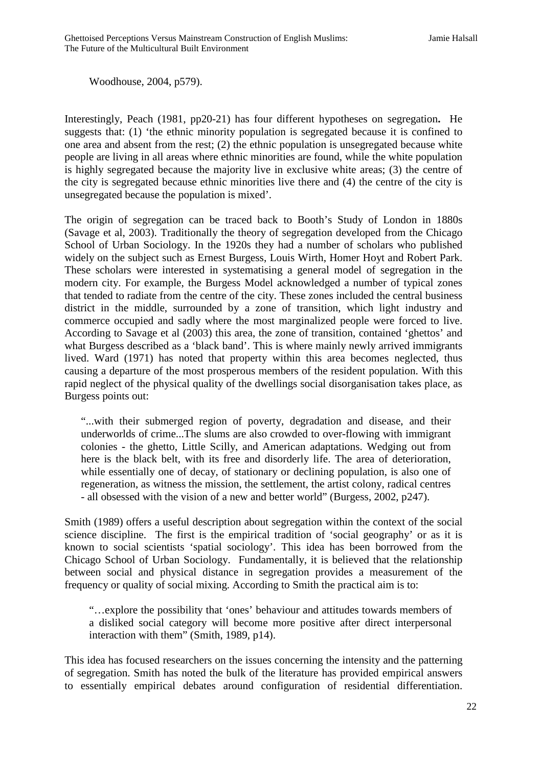Woodhouse, 2004, p579).

Interestingly, Peach (1981, pp20-21) has four different hypotheses on segregation**.** He suggests that: (1) 'the ethnic minority population is segregated because it is confined to one area and absent from the rest; (2) the ethnic population is unsegregated because white people are living in all areas where ethnic minorities are found, while the white population is highly segregated because the majority live in exclusive white areas; (3) the centre of the city is segregated because ethnic minorities live there and (4) the centre of the city is unsegregated because the population is mixed'.

The origin of segregation can be traced back to Booth's Study of London in 1880s (Savage et al, 2003). Traditionally the theory of segregation developed from the Chicago School of Urban Sociology. In the 1920s they had a number of scholars who published widely on the subject such as Ernest Burgess, Louis Wirth, Homer Hoyt and Robert Park. These scholars were interested in systematising a general model of segregation in the modern city. For example, the Burgess Model acknowledged a number of typical zones that tended to radiate from the centre of the city. These zones included the central business district in the middle, surrounded by a zone of transition, which light industry and commerce occupied and sadly where the most marginalized people were forced to live. According to Savage et al (2003) this area, the zone of transition, contained 'ghettos' and what Burgess described as a 'black band'. This is where mainly newly arrived immigrants lived. Ward (1971) has noted that property within this area becomes neglected, thus causing a departure of the most prosperous members of the resident population. With this rapid neglect of the physical quality of the dwellings social disorganisation takes place, as Burgess points out:

> "...with their submerged region of poverty, degradation and disease, and their underworlds of crime...The slums are also crowded to over-flowing with immigrant colonies - the ghetto, Little Scilly, and American adaptations. Wedging out from here is the black belt, with its free and disorderly life. The area of deterioration, while essentially one of decay, of stationary or declining population, is also one of regeneration, as witness the mission, the settlement, the artist colony, radical centres - all obsessed with the vision of a new and better world" (Burgess, 2002, p247).

Smith (1989) offers a useful description about segregation within the context of the social science discipline. The first is the empirical tradition of 'social geography' or as it is known to social scientists 'spatial sociology'. This idea has been borrowed from the Chicago School of Urban Sociology. Fundamentally, it is believed that the relationship between social and physical distance in segregation provides a measurement of the frequency or quality of social mixing. According to Smith the practical aim is to:

> "…explore the possibility that 'ones' behaviour and attitudes towards members of a disliked social category will become more positive after direct interpersonal interaction with them" (Smith, 1989, p14).

This idea has focused researchers on the issues concerning the intensity and the patterning of segregation. Smith has noted the bulk of the literature has provided empirical answers to essentially empirical debates around configuration of residential differentiation.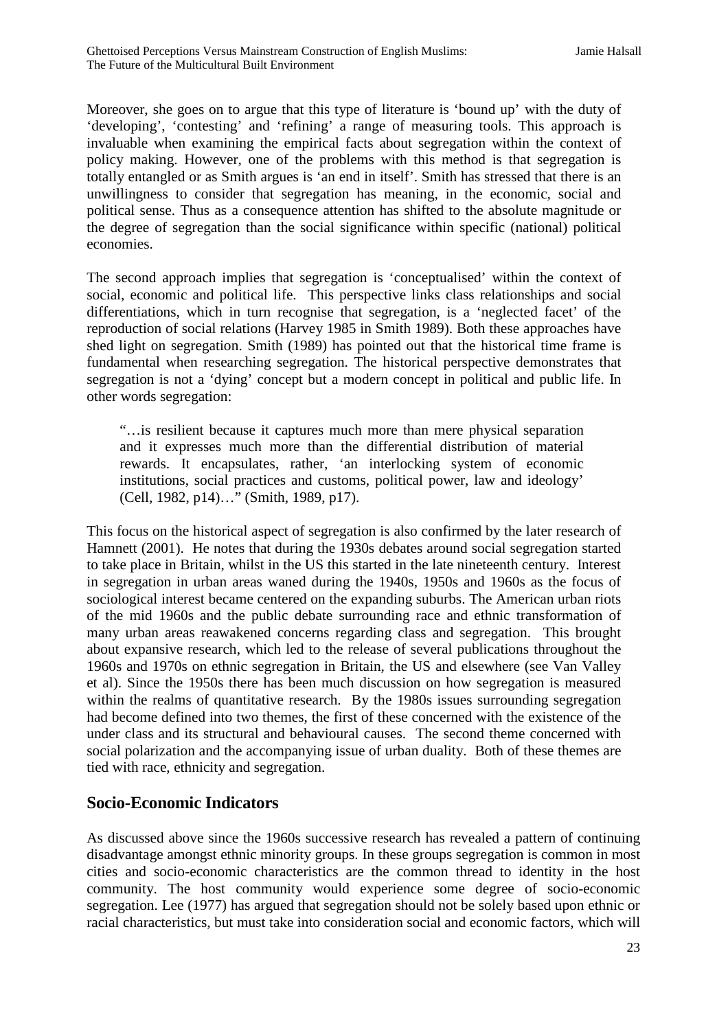Moreover, she goes on to argue that this type of literature is 'bound up' with the duty of 'developing', 'contesting' and 'refining' a range of measuring tools. This approach is invaluable when examining the empirical facts about segregation within the context of policy making. However, one of the problems with this method is that segregation is totally entangled or as Smith argues is 'an end in itself'. Smith has stressed that there is an unwillingness to consider that segregation has meaning, in the economic, social and political sense. Thus as a consequence attention has shifted to the absolute magnitude or the degree of segregation than the social significance within specific (national) political economies.

The second approach implies that segregation is 'conceptualised' within the context of social, economic and political life. This perspective links class relationships and social differentiations, which in turn recognise that segregation, is a 'neglected facet' of the reproduction of social relations (Harvey 1985 in Smith 1989). Both these approaches have shed light on segregation. Smith (1989) has pointed out that the historical time frame is fundamental when researching segregation. The historical perspective demonstrates that segregation is not a 'dying' concept but a modern concept in political and public life. In other words segregation:

> "…is resilient because it captures much more than mere physical separation and it expresses much more than the differential distribution of material rewards. It encapsulates, rather, 'an interlocking system of economic institutions, social practices and customs, political power, law and ideology' (Cell, 1982, p14)…" (Smith, 1989, p17).

This focus on the historical aspect of segregation is also confirmed by the later research of Hamnett (2001). He notes that during the 1930s debates around social segregation started to take place in Britain, whilst in the US this started in the late nineteenth century. Interest in segregation in urban areas waned during the 1940s, 1950s and 1960s as the focus of sociological interest became centered on the expanding suburbs. The American urban riots of the mid 1960s and the public debate surrounding race and ethnic transformation of many urban areas reawakened concerns regarding class and segregation. This brought about expansive research, which led to the release of several publications throughout the 1960s and 1970s on ethnic segregation in Britain, the US and elsewhere (see Van Valley et al). Since the 1950s there has been much discussion on how segregation is measured within the realms of quantitative research. By the 1980s issues surrounding segregation had become defined into two themes, the first of these concerned with the existence of the under class and its structural and behavioural causes. The second theme concerned with social polarization and the accompanying issue of urban duality. Both of these themes are tied with race, ethnicity and segregation.

## Socio-Economic Indicators

As discussed above since the 1960s successive research has revealed a pattern of continuing disadvantage amongst ethnic minority groups. In these groups segregation is common in most cities and socio-economic characteristics are the common thread to identity in the host community. The host community would experience some degree of socio-economic segregation. Lee (1977) has argued that segregation should not be solely based upon ethnic or racial characteristics, but must take into consideration social and economic factors, which will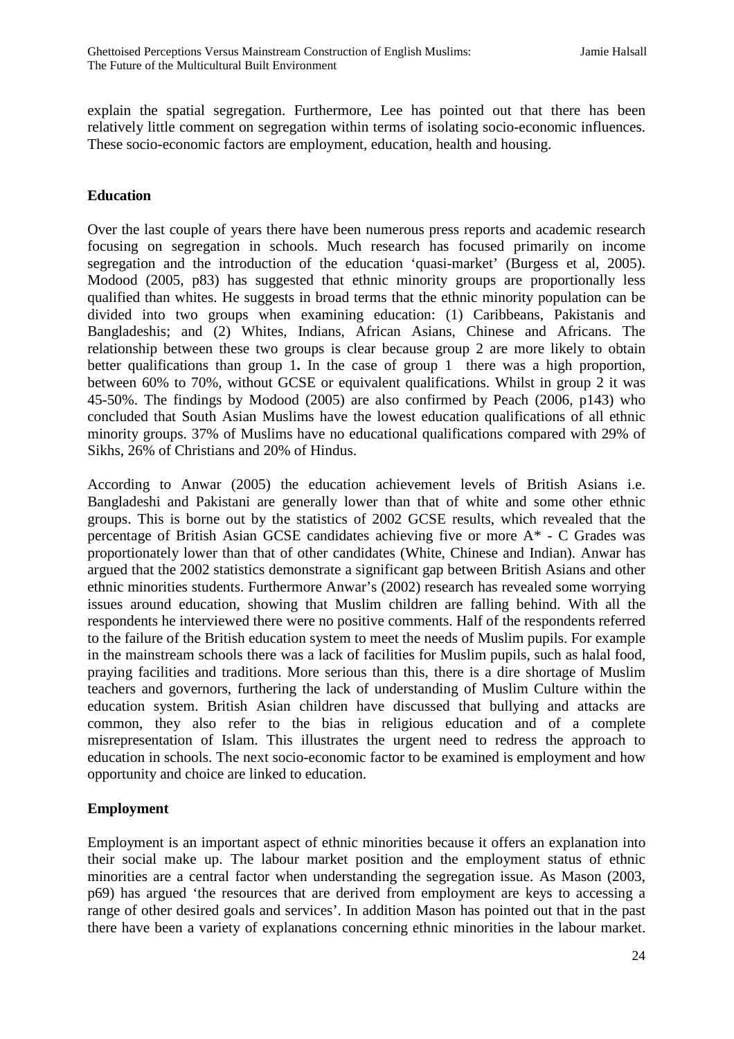explain the spatial segregation. Furthermore, Lee has pointed out that there has been relatively little comment on segregation within terms of isolating socio-economic influences. These socio-economic factors are employment, education, health and housing.

## Education

Over the last couple of years there have been numerous press reports and academic research focusing on segregation in schools. Much research has focused primarily on income segregation and the introduction of the education 'quasi-market' (Burgess et al, 2005). Modood (2005, p83) has suggested that ethnic minority groups are proportionally less qualified than whites. He suggests in broad terms that the ethnic minority population can be divided into two groups when examining education: (1) Caribbeans, Pakistanis and Bangladeshis; and (2) Whites, Indians, African Asians, Chinese and Africans. The relationship between these two groups is clear because group 2 are more likely to obtain better qualifications than group 1**.** In the case of group 1 there was a high proportion, between 60% to 70%, without GCSE or equivalent qualifications. Whilst in group 2 it was 45-50%. The findings by Modood (2005) are also confirmed by Peach (2006, p143) who concluded that South Asian Muslims have the lowest education qualifications of all ethnic minority groups. 37% of Muslims have no educational qualifications compared with 29% of Sikhs, 26% of Christians and 20% of Hindus.

According to Anwar (2005) the education achievement levels of British Asians i.e. Bangladeshi and Pakistani are generally lower than that of white and some other ethnic groups. This is borne out by the statistics of 2002 GCSE results, which revealed that the percentage of British Asian GCSE candidates achieving five or more A* - C Grades was proportionately lower than that of other candidates (White, Chinese and Indian). Anwar has argued that the 2002 statistics demonstrate a significant gap between British Asians and other ethnic minorities students. Furthermore Anwar's (2002) research has revealed some worrying issues around education, showing that Muslim children are falling behind. With all the respondents he interviewed there were no positive comments. Half of the respondents referred to the failure of the British education system to meet the needs of Muslim pupils. For example in the mainstream schools there was a lack of facilities for Muslim pupils, such as halal food, praying facilities and traditions. More serious than this, there is a dire shortage of Muslim teachers and governors, furthering the lack of understanding of Muslim Culture within the education system. British Asian children have discussed that bullying and attacks are common, they also refer to the bias in religious education and of a complete misrepresentation of Islam. This illustrates the urgent need to redress the approach to education in schools. The next socio-economic factor to be examined is employment and how opportunity and choice are linked to education.

## Employment

Employment is an important aspect of ethnic minorities because it offers an explanation into their social make up. The labour market position and the employment status of ethnic minorities are a central factor when understanding the segregation issue. As Mason (2003, p69) has argued 'the resources that are derived from employment are keys to accessing a range of other desired goals and services'. In addition Mason has pointed out that in the past there have been a variety of explanations concerning ethnic minorities in the labour market.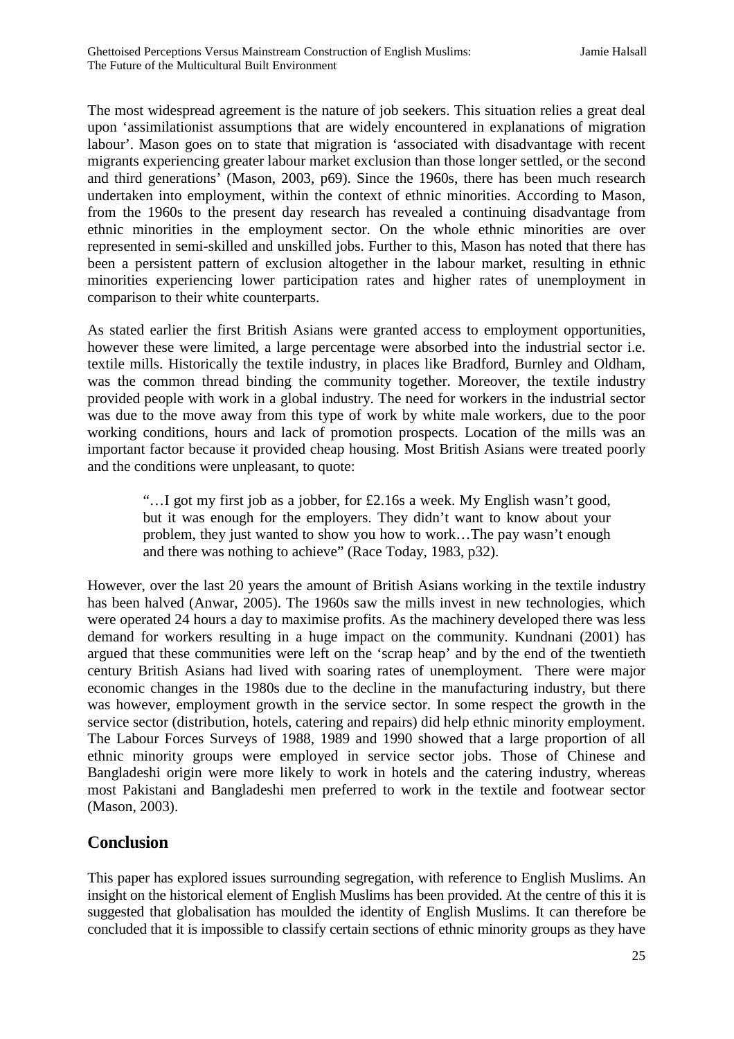The most widespread agreement is the nature of job seekers. This situation relies a great deal upon 'assimilationist assumptions that are widely encountered in explanations of migration labour'. Mason goes on to state that migration is 'associated with disadvantage with recent migrants experiencing greater labour market exclusion than those longer settled, or the second and third generations' (Mason, 2003, p69). Since the 1960s, there has been much research undertaken into employment, within the context of ethnic minorities. According to Mason, from the 1960s to the present day research has revealed a continuing disadvantage from ethnic minorities in the employment sector. On the whole ethnic minorities are over represented in semi-skilled and unskilled jobs. Further to this, Mason has noted that there has been a persistent pattern of exclusion altogether in the labour market, resulting in ethnic minorities experiencing lower participation rates and higher rates of unemployment in comparison to their white counterparts.

As stated earlier the first British Asians were granted access to employment opportunities, however these were limited, a large percentage were absorbed into the industrial sector i.e. textile mills. Historically the textile industry, in places like Bradford, Burnley and Oldham, was the common thread binding the community together. Moreover, the textile industry provided people with work in a global industry. The need for workers in the industrial sector was due to the move away from this type of work by white male workers, due to the poor working conditions, hours and lack of promotion prospects. Location of the mills was an important factor because it provided cheap housing. Most British Asians were treated poorly and the conditions were unpleasant, to quote:

> "…I got my first job as a jobber, for £2.16s a week. My English wasn't good, but it was enough for the employers. They didn't want to know about your problem, they just wanted to show you how to work…The pay wasn't enough and there was nothing to achieve" (Race Today, 1983, p32).

However, over the last 20 years the amount of British Asians working in the textile industry has been halved (Anwar, 2005). The 1960s saw the mills invest in new technologies, which were operated 24 hours a day to maximise profits. As the machinery developed there was less demand for workers resulting in a huge impact on the community. Kundnani (2001) has argued that these communities were left on the 'scrap heap' and by the end of the twentieth century British Asians had lived with soaring rates of unemployment. There were major economic changes in the 1980s due to the decline in the manufacturing industry, but there was however, employment growth in the service sector. In some respect the growth in the service sector (distribution, hotels, catering and repairs) did help ethnic minority employment. The Labour Forces Surveys of 1988, 1989 and 1990 showed that a large proportion of all ethnic minority groups were employed in service sector jobs. Those of Chinese and Bangladeshi origin were more likely to work in hotels and the catering industry, whereas most Pakistani and Bangladeshi men preferred to work in the textile and footwear sector (Mason, 2003).

## Conclusion

This paper has explored issues surrounding segregation, with reference to English Muslims. An insight on the historical element of English Muslims has been provided. At the centre of this it is suggested that globalisation has moulded the identity of English Muslims. It can therefore be concluded that it is impossible to classify certain sections of ethnic minority groups as they have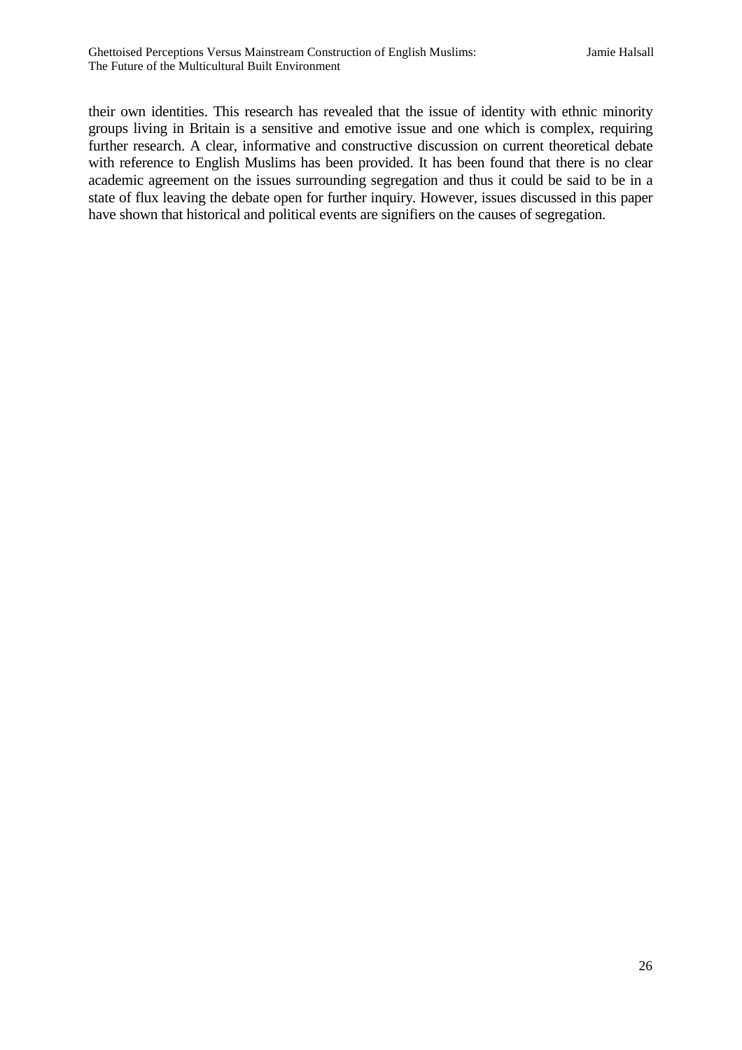their own identities. This research has revealed that the issue of identity with ethnic minority groups living in Britain is a sensitive and emotive issue and one which is complex, requiring further research. A clear, informative and constructive discussion on current theoretical debate with reference to English Muslims has been provided. It has been found that there is no clear academic agreement on the issues surrounding segregation and thus it could be said to be in a state of flux leaving the debate open for further inquiry. However, issues discussed in this paper have shown that historical and political events are signifiers on the causes of segregation.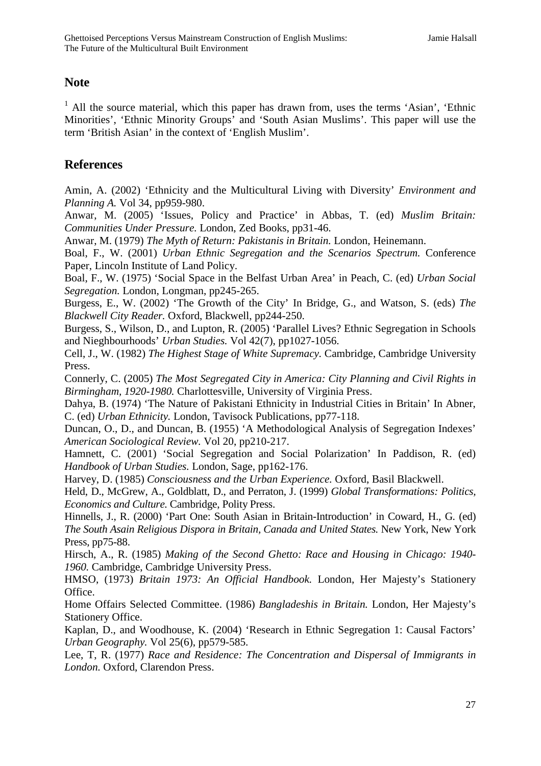## Note

[1] All the source material, which this paper has drawn from, uses the terms 'Asian', 'Ethnic Minorities', 'Ethnic Minority Groups' and 'South Asian Muslims'. This paper will use the term 'British Asian' in the context of 'English Muslim'.

## References

Amin, A. (2002) 'Ethnicity and the Multicultural Living with Diversity' *Environment and Planning A.* Vol 34, pp959-980.

Anwar, M. (2005) 'Issues, Policy and Practice' in Abbas, T. (ed) *Muslim Britain: Communities Under Pressure.* London, Zed Books, pp31-46.

Anwar, M. (1979) *The Myth of Return: Pakistanis in Britain.* London, Heinemann.

Boal, F., W. (2001) *Urban Ethnic Segregation and the Scenarios Spectrum.* Conference Paper, Lincoln Institute of Land Policy.

Boal, F., W. (1975) 'Social Space in the Belfast Urban Area' in Peach, C. (ed) *Urban Social Segregation.* London, Longman, pp245-265.

Burgess, E., W. (2002) 'The Growth of the City' In Bridge, G., and Watson, S. (eds) *The Blackwell City Reader.* Oxford, Blackwell, pp244-250.

Burgess, S., Wilson, D., and Lupton, R. (2005) 'Parallel Lives? Ethnic Segregation in Schools and Nieghbourhoods' *Urban Studies.* Vol 42(7), pp1027-1056.

Cell, J., W. (1982) *The Highest Stage of White Supremacy.* Cambridge, Cambridge University Press.

Connerly, C. (2005) *The Most Segregated City in America: City Planning and Civil Rights in Birmingham, 1920-1980.* Charlottesville, University of Virginia Press.

Dahya, B. (1974) 'The Nature of Pakistani Ethnicity in Industrial Cities in Britain' In Abner, C. (ed) *Urban Ethnicity.* London, Tavisock Publications, pp77-118.

Duncan, O., D., and Duncan, B. (1955) 'A Methodological Analysis of Segregation Indexes' *American Sociological Review.* Vol 20, pp210-217.

Hamnett, C. (2001) 'Social Segregation and Social Polarization' In Paddison, R. (ed) *Handbook of Urban Studies.* London, Sage, pp162-176.

Harvey, D. (1985) *Consciousness and the Urban Experience.* Oxford, Basil Blackwell.

Held, D., McGrew, A., Goldblatt, D., and Perraton, J. (1999) *Global Transformations: Politics, Economics and Culture.* Cambridge, Polity Press.

Hinnells, J., R. (2000) 'Part One: South Asian in Britain-Introduction' in Coward, H., G. (ed) *The South Asain Religious Dispora in Britain, Canada and United States.* New York, New York Press, pp75-88.

Hirsch, A., R. (1985) *Making of the Second Ghetto: Race and Housing in Chicago: 1940-1960.* Cambridge, Cambridge University Press.

HMSO, (1973) *Britain 1973: An Official Handbook.* London, Her Majesty's Stationery Office.

Home Offairs Selected Committee. (1986) *Bangladeshis in Britain.* London, Her Majesty's Stationery Office.

Kaplan, D., and Woodhouse, K. (2004) 'Research in Ethnic Segregation 1: Causal Factors' *Urban Geography.* Vol 25(6), pp579-585.

Lee, T, R. (1977) *Race and Residence: The Concentration and Dispersal of Immigrants in London.* Oxford, Clarendon Press.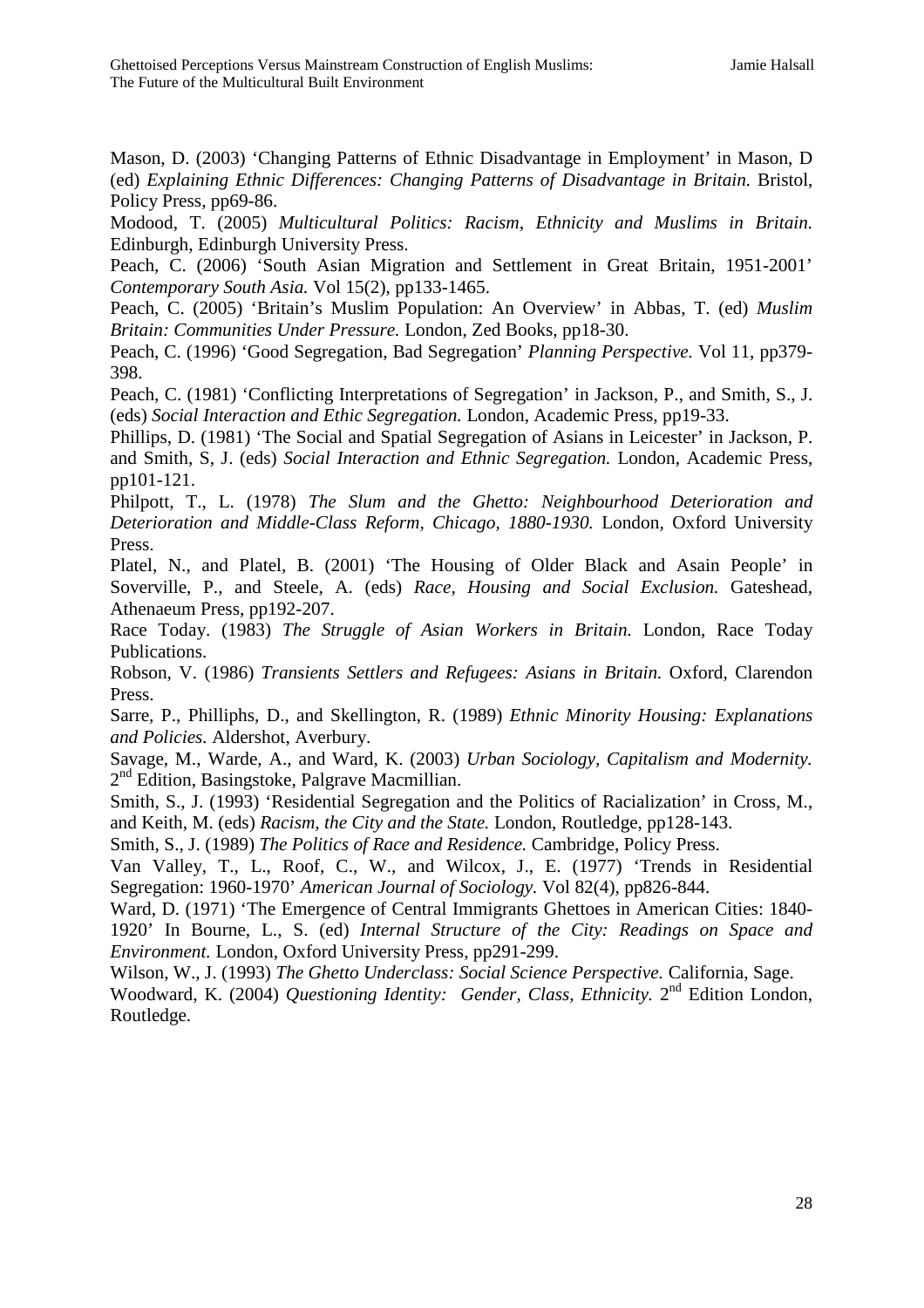Mason, D. (2003) ‘Changing Patterns of Ethnic Disadvantage in Employment’ in Mason, D (ed) *Explaining Ethnic Differences: Changing Patterns of Disadvantage in Britain.* Bristol, Policy Press, pp69-86.

Modood, T. (2005) *Multicultural Politics: Racism, Ethnicity and Muslims in Britain.* Edinburgh, Edinburgh University Press.

Peach, C. (2006) ‘South Asian Migration and Settlement in Great Britain, 1951-2001’ *Contemporary South Asia.* Vol 15(2), pp133-1465.

Peach, C. (2005) ‘Britain’s Muslim Population: An Overview’ in Abbas, T. (ed) *Muslim Britain: Communities Under Pressure.* London, Zed Books, pp18-30.

Peach, C. (1996) ‘Good Segregation, Bad Segregation’ *Planning Perspective.* Vol 11, pp379-398.

Peach, C. (1981) ‘Conflicting Interpretations of Segregation’ in Jackson, P., and Smith, S., J. (eds) *Social Interaction and Ethic Segregation.* London, Academic Press, pp19-33.

Phillips, D. (1981) ‘The Social and Spatial Segregation of Asians in Leicester’ in Jackson, P. and Smith, S, J. (eds) *Social Interaction and Ethnic Segregation.* London, Academic Press, pp101-121.

Philpott, T., L. (1978) *The Slum and the Ghetto: Neighbourhood Deterioration and Deterioration and Middle-Class Reform, Chicago, 1880-1930.* London, Oxford University Press.

Platel, N., and Platel, B. (2001) ‘The Housing of Older Black and Asain People’ in Soverville, P., and Steele, A. (eds) *Race, Housing and Social Exclusion.* Gateshead, Athenaeum Press, pp192-207.

Race Today. (1983) *The Struggle of Asian Workers in Britain.* London, Race Today Publications.

Robson, V. (1986) *Transients Settlers and Refugees: Asians in Britain.* Oxford, Clarendon Press.

Sarre, P., Philliphs, D., and Skellington, R. (1989) *Ethnic Minority Housing: Explanations and Policies.* Aldershot, Averbury.

Savage, M., Warde, A., and Ward, K. (2003) *Urban Sociology, Capitalism and Modernity.* 2nd Edition, Basingstoke, Palgrave Macmillian.

Smith, S., J. (1993) ‘Residential Segregation and the Politics of Racialization’ in Cross, M., and Keith, M. (eds) *Racism, the City and the State.* London, Routledge, pp128-143.

Smith, S., J. (1989) *The Politics of Race and Residence.* Cambridge, Policy Press.

Van Valley, T., L., Roof, C., W., and Wilcox, J., E. (1977) ‘Trends in Residential Segregation: 1960-1970’ *American Journal of Sociology.* Vol 82(4), pp826-844.

Ward, D. (1971) ‘The Emergence of Central Immigrants Ghettoes in American Cities: 1840-1920’ In Bourne, L., S. (ed) *Internal Structure of the City: Readings on Space and Environment.* London, Oxford University Press, pp291-299.

Wilson, W., J. (1993) *The Ghetto Underclass: Social Science Perspective.* California, Sage.

Woodward, K. (2004) *Questioning Identity: Gender, Class, Ethnicity.* 2nd Edition London, Routledge.